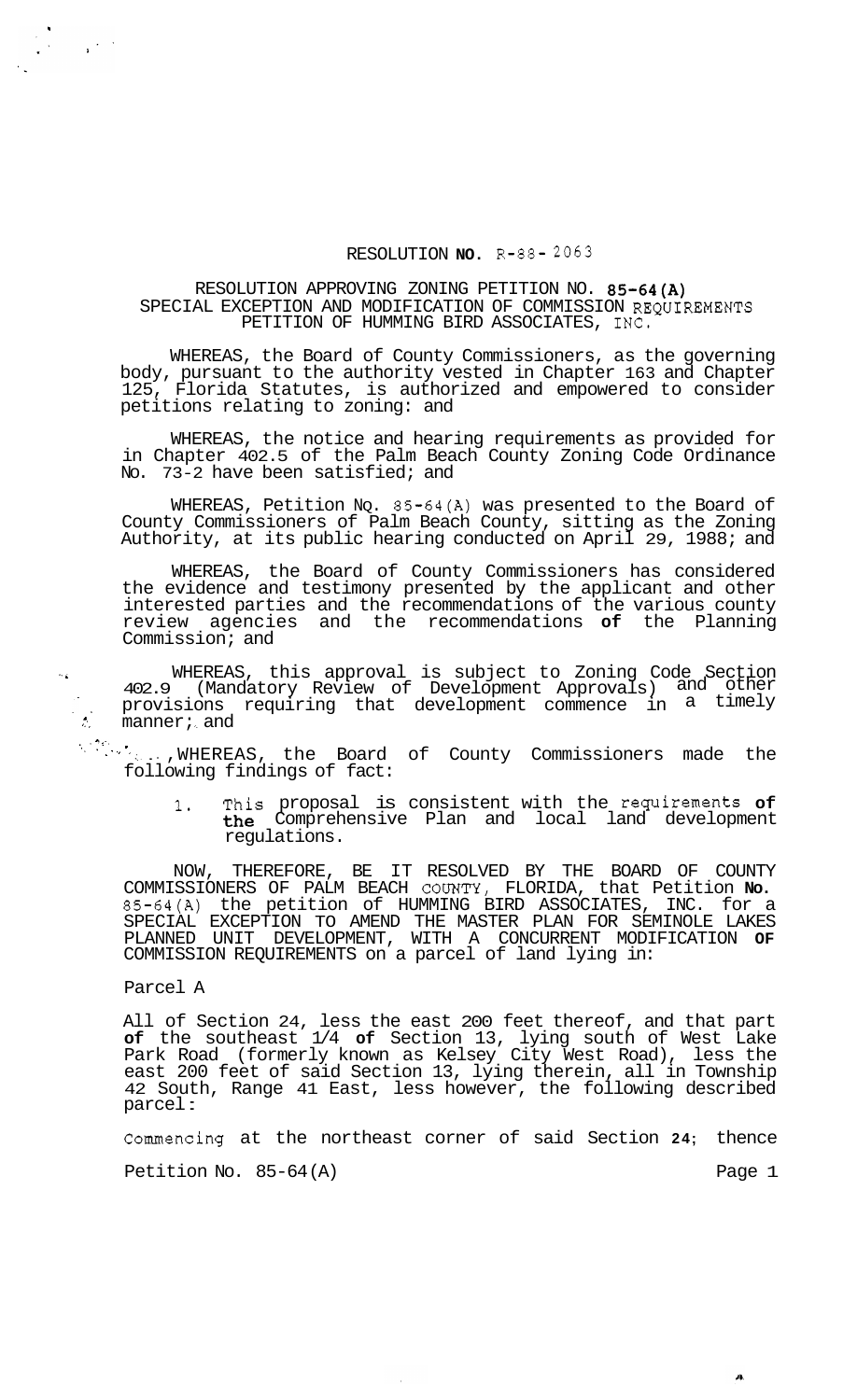# RESOLUTION NO. R-88-2063

## RESOLUTION APPROVING ZONING PETITION NO. 85-64(A) SPECIAL EXCEPTION AND MODIFICATION OF COMMISSION REQUIREMENTS PETITION OF HUMMING BIRD ASSOCIATES, INC.

WHEREAS, the Board of County Commissioners, as the governing body, pursuant to the authority vested in Chapter 163 and Chapter 125, Florida Statutes, is authorized and empowered to consider petitions relating to zoning: and

WHEREAS, the notice and hearing requirements as provided for in Chapter 402.5 of the Palm Beach County Zoning Code Ordinance No. 73-2 have been satisfied; and

WHEREAS, Petition No. 85-64(A) was presented to the Board of County Commissioners of Palm Beach County, sitting as the Zoning Authority, at its public hearing conducted on April 29, 1988; and

WHEREAS, the Board of County Commissioners has considered the evidence and testimony presented by the applicant and other interested parties and the recommendations of the various county review agencies and the recommendations **of** the Planning Commission; and

WHEREAS, this approval is subject to Zoning Code Section 402.9 (Mandatory Review of Development Approvals) and other provisions requiring that development commence in a timely manner; and

WHEREAS, the Board of County Commissioners made the following findings of fact:

1. This proposal is consistent with the requirements **of the** Comprehensive Plan and local land development regulations.

NOW, THEREFORE, BE IT RESOLVED BY THE BOARD OF COUNTY COMMISSIONERS OF PALM BEACH COUNTY, FLORIDA, that Petition **No.** 85-64(A) the petition of HUMMING BIRD ASSOCIATES, INC. for a SPECIAL EXCEPTION TO AMEND THE MASTER PLAN FOR SEMINOLE LAKES PLANNED UNIT DEVELOPMENT, WITH A CONCURRENT MODIFICATION **OF** COMMISSION REQUIREMENTS on a parcel of land lying in:

Parcel A

All of Section 24, less the east 200 feet thereof, and that part **of** the southeast 1/4 **of** Section 13, lying south of West Lake Park Road (formerly known as Kelsey City West Road), less the east 200 feet of said Section 13, lying therein, all in Township 42 South, Range 41 East, less however, the following described parcel:

Commencing at the northeast corner of said Section **24**; thence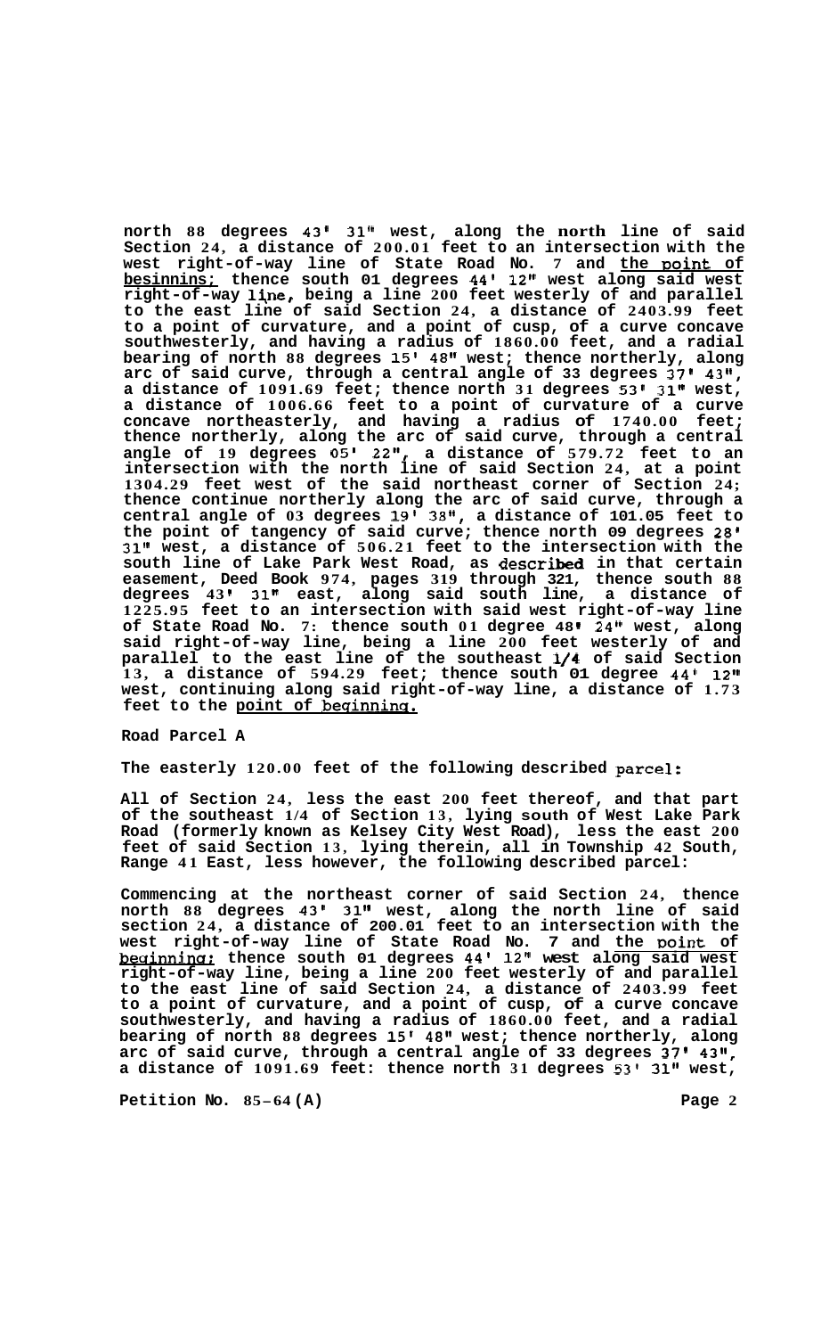**north 88 degrees 43' 31" west, along the north line of said Section 24, a distance of 200.01 feet to an intersection with the west right-of-way line of State Road No. 7 and the point of besinnins; thence south 01 degrees 44' 12" west along said west right-of-way line, being a line 200 feet westerly of and parallel to the east line of said Section 24, a distance of 2403.99 feet to a point of curvature, and a point of cusp, of a curve concave southwesterly, and having a radius of 1860.00 feet, and a radial bearing of north 88 degrees 15' 48" west; thence northerly, along arc of said curve, through a central angle of 33 degrees 37' 43", a distance of 1091.69 feet; thence north 31 degrees 53' 31" west, a distance of 1006.66 feet to a point of curvature of a curve concave northeasterly, and having a radius of 1740.00 feet; thence northerly, along the arc of said curve, through a central angle of 19 degrees 05' 22", a distance of 579.72 feet to an intersection with the north line of said Section 24, at a point 1304.29 feet west of the said northeast corner of Section 24; thence continue northerly along the arc of said curve, through a central angle of 03 degrees 19' 38", a distance of 101.05 feet to the point of tangency of said curve; thence north 09 degrees 28' 31" west, a distance of 506.21 feet to the intersection with the south line of Lake Park West Road, as described in that certain easement, Deed Book 974, pages 319 through 321, thence south 88 degrees 43' 31" east, along said south line, a distance of 1225.95 feet to an intersection with said west right-of-way line of State Road No. 7: thence south 01 degree 48' 24" west, along said right-of-way line, being a line 200 feet westerly of and parallel to the east line of the southeast 1/4 of said Section 13, a distance of 594.29 feet; thence south 01 degree 44' 12" west, continuing along said right-of-way line, a distance of 1.73 feet to the point of beginning.**

**Road Parcel A**

**The easterly 120.00 feet of the following described parcel:**

**All of Section 24, less the east 200 feet thereof, and that part of the southeast 1/4 of Section 13, lying south of West Lake Park Road (formerly known as Kelsey City West Road), less the east 200 feet of said Section 13, lying therein, all in Township 42 South, Range 41 East, less however, the following described parcel:**

**Commencing at the northeast corner of said Section 24, thence north 88 degrees 43' 31" west, along the north line of said section 24, a distance of 200.01 feet to an intersection with the west right-of-way line of State Road No. 7 and the point of beginning: thence south 01 degrees 44' 12" west along said west right-of-way line, being a line 200 feet westerly of and parallel to the east line of said Section 24, a distance of 2403.99 feet to a point of curvature, and a point of cusp, of a curve concave southwesterly, and having a radius of 1860.00 feet, and a radial bearing of north 88 degrees 15' 48" west; thence northerly, along arc of said curve, through a central angle of 33 degrees 37' 43", a distance of 1091.69 feet: thence north 31 degrees 53' 31" west,**

**Petition No. 85-64(A)**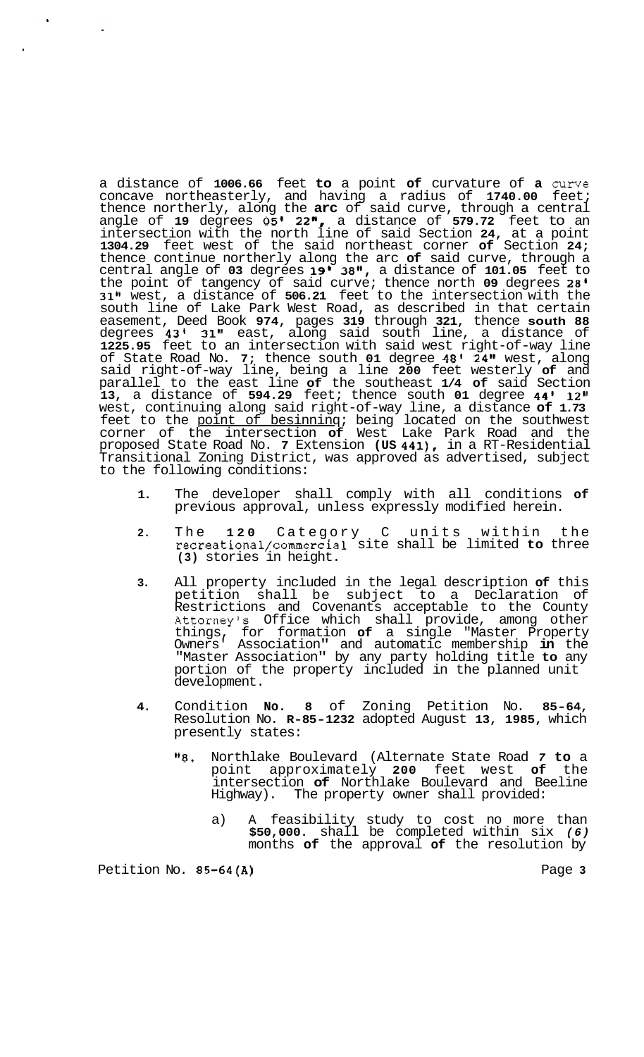a distance of 1006.66 feet to a point of curvature of a curve concave northeasterly, and having a radius of 1740.00 feet; thence northerly, along the arc of said curve, through a central angle of 19 degrees 05' 22", a distance of 579.72 feet to an intersection with the north line of said Section 24, at a point 1304.29 feet west of the said northeast corner of Section 24; thence continue northerly along the arc of said curve, through a central angle of 03 degrees 19' 38", a distance of 101.05 feet to the point of tangency of said curve; thence north 09 degrees 28' 31" west, a distance of 506.21 feet to the intersection with the south line of Lake Park West Road, as described in that certain easement, Deed Book 974, pages 319 through 321, thence south 88 degrees 43' 31" east, along said south line, a distance of 1225.95 feet to an intersection with said west right-of-way line of State Road No. 7; thence south 01 degree 48' 24" west, along said right-of-way line, being a line 200 feet westerly of and parallel to the east line of the southeast 1/4 of said Section 13, a distance of 594.29 feet; thence south 01 degree 44' 12" west, continuing along said right-of-way line, a distance of 1.73 feet to the point of beginning; being located on the southwest corner of the intersection of West Lake Park Road and the proposed State Road No. 7 Extension (US 441), in a RT-Residential Transitional Zoning District, was approved as advertised, subject to the following conditions:

1. The developer shall comply with all conditions of previous approval, unless expressly modified herein.

2. The 120 Category C units within the recreational/commercial site shall be limited to three (3) stories in height.

3. All property included in the legal description of this petition shall be subject to a Declaration of Restrictions and Covenants acceptable to the County Attorney's Office which shall provide, among other things, for formation of a single "Master Property Owners' Association" and automatic membership in the "Master Association" by any party holding title to any portion of the property included in the planned unit development.

4. Condition No. 8 of Zoning Petition No. 85-64, Resolution No. R-85-1232 adopted August 13, 1985, which presently states:

   "8. Northlake Boulevard (Alternate State Road 7 to a point approximately 200 feet west of the intersection of Northlake Boulevard and Beeline Highway). The property owner shall provided:

      a) A feasibility study to cost no more than $50,000. shall be completed within six *(6)* months of the approval of the resolution by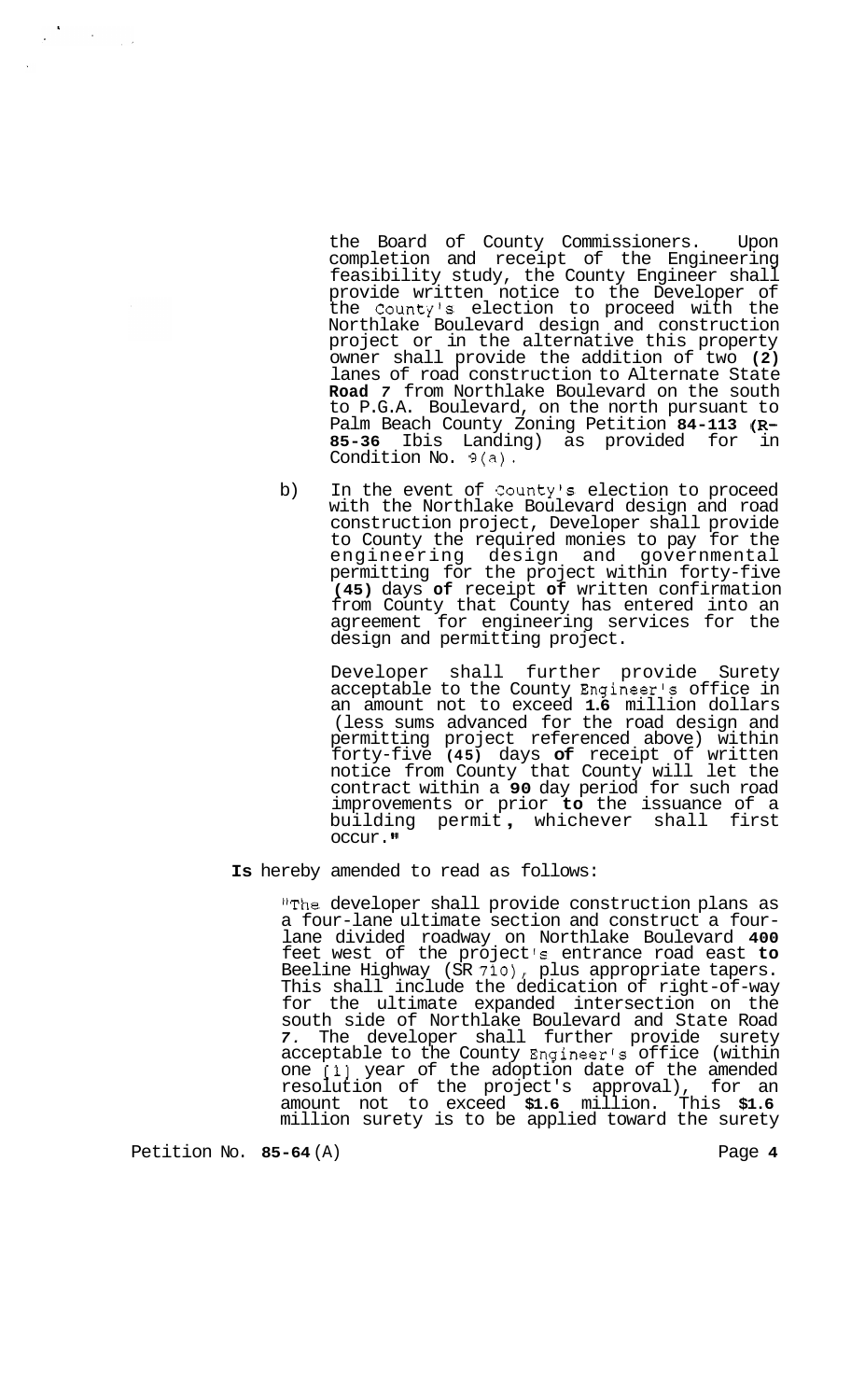the Board of County Commissioners. Upon completion and receipt of the Engineering feasibility study, the County Engineer shall provide written notice to the Developer of the County's election to proceed with the Northlake Boulevard design and construction project or in the alternative this property owner shall provide the addition of two **(2)** lanes of road construction to Alternate State **Road 7** from Northlake Boulevard on the south to P.G.A. Boulevard, on the north pursuant to Palm Beach County Zoning Petition **84-113 (R-85-36** Ibis Landing) as provided for in Condition No. 9(a).

b) In the event of County's election to proceed with the Northlake Boulevard design and road construction project, Developer shall provide to County the required monies to pay for the engineering design and governmental permitting for the project within forty-five **(45)** days **of** receipt **of** written confirmation from County that County has entered into an agreement for engineering services for the design and permitting project.

Developer shall further provide Surety acceptable to the County Engineer's office in an amount not to exceed **1.6** million dollars (less sums advanced for the road design and permitting project referenced above) within forty-five **(45)** days **of** receipt of written notice from County that County will let the contract within a **90** day period for such road improvements or prior **to** the issuance of a building permit**,** whichever shall first occur."

**Is** hereby amended to read as follows:

"The developer shall provide construction plans as a four-lane ultimate section and construct a four-lane divided roadway on Northlake Boulevard **400** feet west of the project's entrance road east **to** Beeline Highway (SR 710), plus appropriate tapers. This shall include the dedication of right-of-way for the ultimate expanded intersection on the south side of Northlake Boulevard and State Road **7**. The developer shall further provide surety acceptable to the County Engineer's office (within one (1) year of the adoption date of the amended resolution of the project's approval), for an amount not to exceed **$1.6** million. This **$1.6** million surety is to be applied toward the surety

Petition No. **85-64** (A)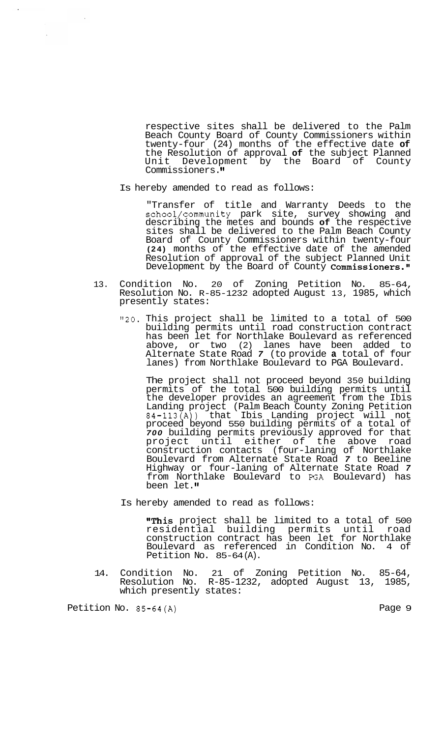respective sites shall be delivered to the Palm Beach County Board of County Commissioners within twenty-four (24) months of the effective date **of** the Resolution of approval **of** the subject Planned Unit Development by the Board of County Commissioners."

Is hereby amended to read as follows:

"Transfer of title and Warranty Deeds to the school/community park site, survey showing and describing the metes and bounds **of** the respective sites shall be delivered to the Palm Beach County Board of County Commissioners within twenty-four **(24)** months of the effective date of the amended Resolution of approval of the subject Planned Unit Development by the Board of County **Commissioners."**

13. Condition No. 20 of Zoning Petition No. 85-64, Resolution No. R-85-1232 adopted August 13, 1985, which presently states:

    "20. This project shall be limited to a total of 500 building permits until road construction contract has been let for Northlake Boulevard as referenced above, or two (2) lanes have been added to Alternate State Road *7* (to provide **a** total of four lanes) from Northlake Boulevard to PGA Boulevard.

    The project shall not proceed beyond 350 building permits of the total 500 building permits until the developer provides an agreement from the Ibis Landing project (Palm Beach County Zoning Petition 84-113(A)) that Ibis Landing project will not proceed beyond 550 building permits of a total of ***700*** building permits previously approved for that project until either of the above road construction contacts (four-laning of Northlake Boulevard from Alternate State Road *7* to Beeline Highway or four-laning of Alternate State Road *7* from Northlake Boulevard to PGA Boulevard) has been let."

    Is hereby amended to read as follows:

    **"This** project shall be limited to a total of 500 residential building permits until road construction contract has been let for Northlake Boulevard as referenced in Condition No. 4 of Petition No. 85-64(A).

14. Condition No. 21 of Zoning Petition No. 85-64, Resolution No. R-85-1232, adopted August 13, 1985, which presently states: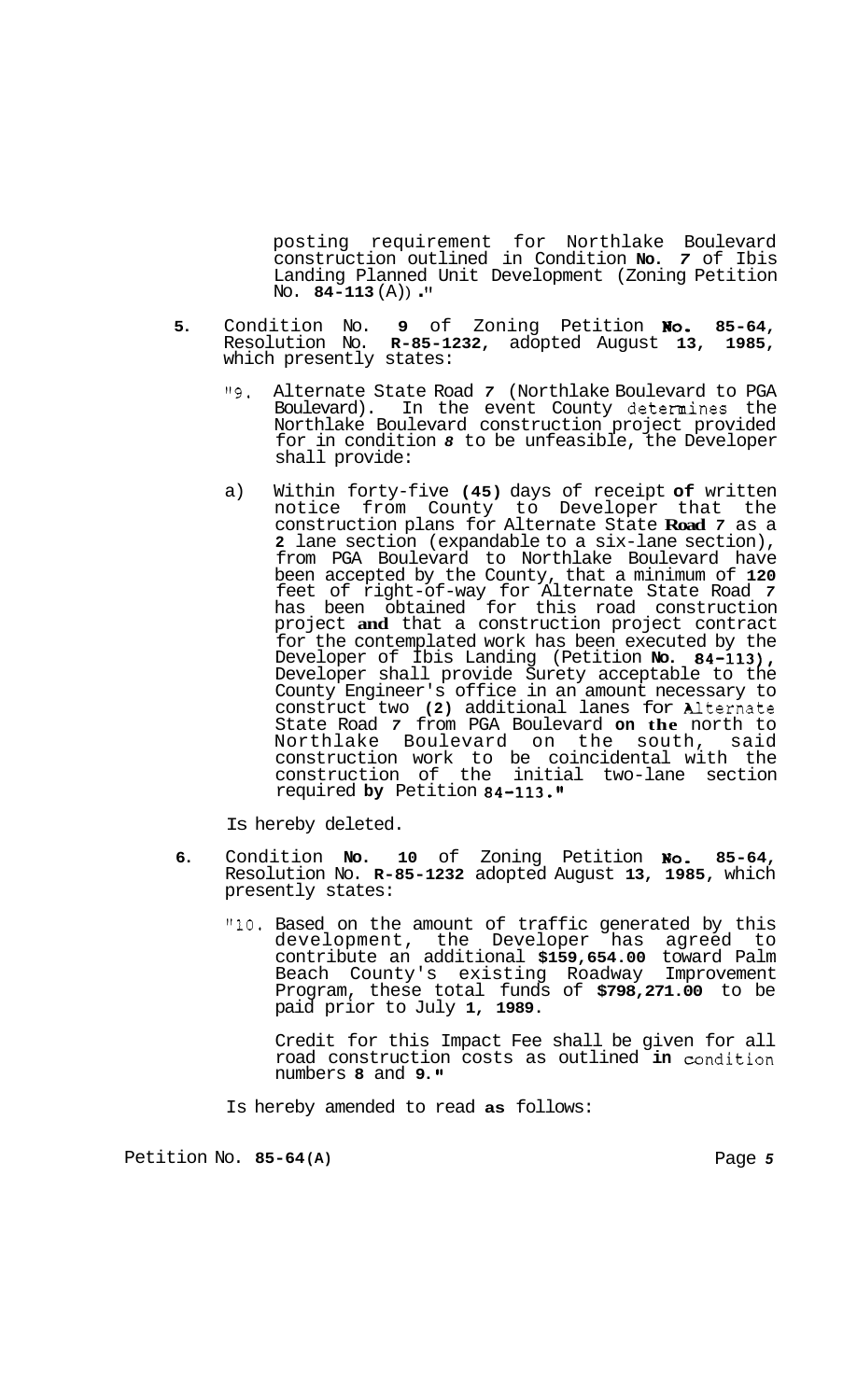posting requirement for Northlake Boulevard construction outlined in Condition **No.** *7* of Ibis Landing Planned Unit Development (Zoning Petition No. **84-113** (A))."

5. Condition No. **9** of Zoning Petition **No. 85-64**, Resolution No. **R-85-1232**, adopted August **13, 1985**, which presently states:

   "9. Alternate State Road *7* (Northlake Boulevard to PGA Boulevard). In the event County determines the Northlake Boulevard construction project provided for in condition *8* to be unfeasible, the Developer shall provide:

   a) Within forty-five **(45)** days of receipt **of** written notice from County to Developer that the construction plans for Alternate State **Road** *7* as a **2** lane section (expandable to a six-lane section), from PGA Boulevard to Northlake Boulevard have been accepted by the County, that a minimum of **120** feet of right-of-way for Alternate State Road *7* has been obtained for this road construction project **and** that a construction project contract for the contemplated work has been executed by the Developer of Ibis Landing (Petition **No. 84-113**), Developer shall provide Surety acceptable to the County Engineer's office in an amount necessary to construct two **(2)** additional lanes for Alternate State Road *7* from PGA Boulevard **on the** north to Northlake Boulevard on the south, said construction work to be coincidental with the construction of the initial two-lane section required **by** Petition **84-113**."

   Is hereby deleted.

6. Condition **No. 10** of Zoning Petition **No. 85-64**, Resolution No. **R-85-1232** adopted August **13, 1985**, which presently states:

   "10. Based on the amount of traffic generated by this development, the Developer has agreed to contribute an additional **$159,654.00** toward Palm Beach County's existing Roadway Improvement Program, these total funds of **$798,271.00** to be paid prior to July **1, 1989**.

   Credit for this Impact Fee shall be given for all road construction costs as outlined **in** condition numbers **8** and **9**."

   Is hereby amended to read **as** follows: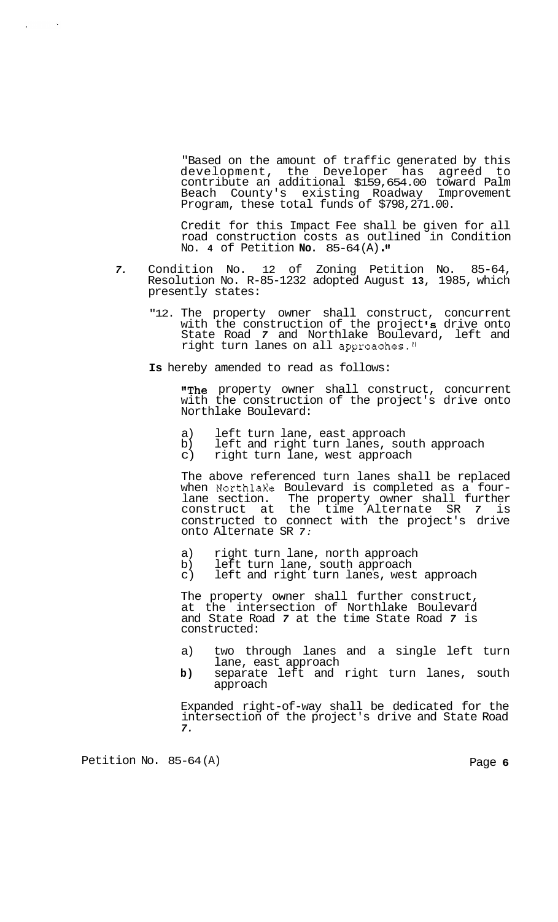"Based on the amount of traffic generated by this development, the Developer has agreed to contribute an additional $159,654.00 toward Palm Beach County's existing Roadway Improvement Program, these total funds of $798,271.00.

Credit for this Impact Fee shall be given for all road construction costs as outlined in Condition No. **4** of Petition **No.** 85-64(A)."

*7.* Condition No. 12 of Zoning Petition No. 85-64, Resolution No. R-85-1232 adopted August **13**, 1985, which presently states:

"12. The property owner shall construct, concurrent with the construction of the project's drive onto State Road *7* and Northlake Boulevard, left and right turn lanes on all approaches."

**Is** hereby amended to read as follows:

"The property owner shall construct, concurrent with the construction of the project's drive onto Northlake Boulevard:

a) left turn lane, east approach
b) left and right turn lanes, south approach
c) right turn lane, west approach

The above referenced turn lanes shall be replaced when Northlake Boulevard is completed as a four-lane section. The property owner shall further construct at the time Alternate SR *7* is constructed to connect with the project's drive onto Alternate SR *7:*

a) right turn lane, north approach
b) left turn lane, south approach
c) left and right turn lanes, west approach

The property owner shall further construct, at the intersection of Northlake Boulevard and State Road *7* at the time State Road *7* is constructed:

a) two through lanes and a single left turn lane, east approach
**b)** separate left and right turn lanes, south approach

Expanded right-of-way shall be dedicated for the intersection of the project's drive and State Road *7.*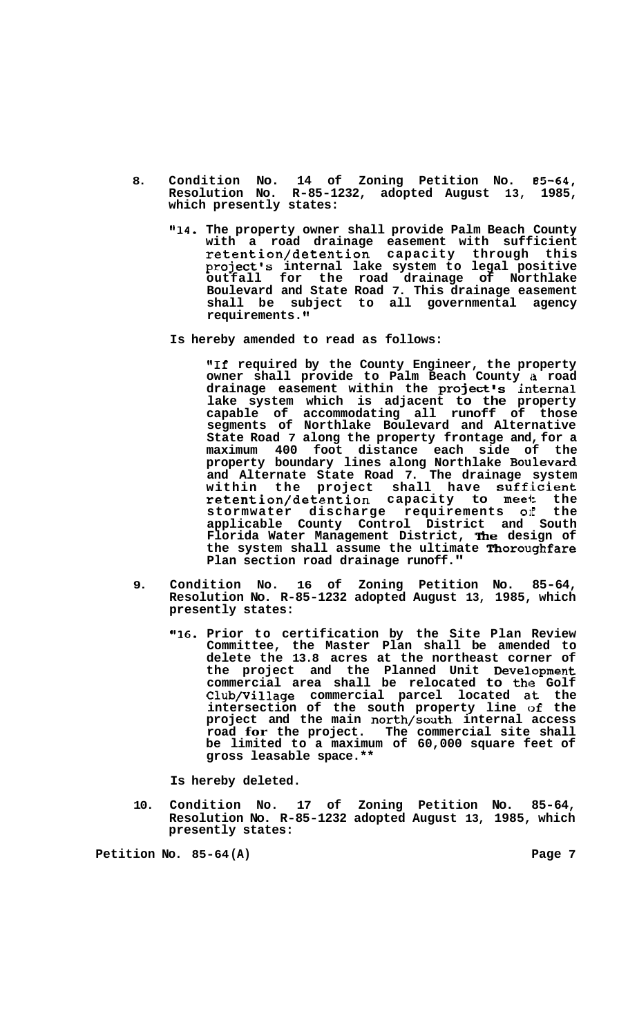8. **Condition No. 14 of Zoning Petition No. 85-64, Resolution No. R-85-1232, adopted August 13, 1985, which presently states:**

   **"14. The property owner shall provide Palm Beach County with a road drainage easement with sufficient retention/detention capacity through this project's internal lake system to legal positive outfall for the road drainage of Northlake Boulevard and State Road 7. This drainage easement shall be subject to all governmental agency requirements."**

   **Is hereby amended to read as follows:**

   **"If required by the County Engineer, the property owner shall provide to Palm Beach County a road drainage easement within the project's internal lake system which is adjacent to the property capable of accommodating all runoff of those segments of Northlake Boulevard and Alternative State Road 7 along the property frontage and, for a maximum 400 foot distance each side of the property boundary lines along Northlake Boulevard and Alternate State Road 7. The drainage system within the project shall have sufficient retention/detention capacity to meet the stormwater discharge requirements of the applicable County Control District and South Florida Water Management District, The design of the system shall assume the ultimate Thoroughfare Plan section road drainage runoff."**

9. **Condition No. 16 of Zoning Petition No. 85-64, Resolution No. R-85-1232 adopted August 13, 1985, which presently states:**

   **"16. Prior to certification by the Site Plan Review Committee, the Master Plan shall be amended to delete the 13.8 acres at the northeast corner of the project and the Planned Unit Development commercial area shall be relocated to the Golf Club/Village commercial parcel located at the intersection of the south property line of the project and the main north/south internal access road for the project. The commercial site shall be limited to a maximum of 60,000 square feet of gross leasable space.**"

   **Is hereby deleted.**

10. **Condition No. 17 of Zoning Petition No. 85-64, Resolution No. R-85-1232 adopted August 13, 1985, which presently states:**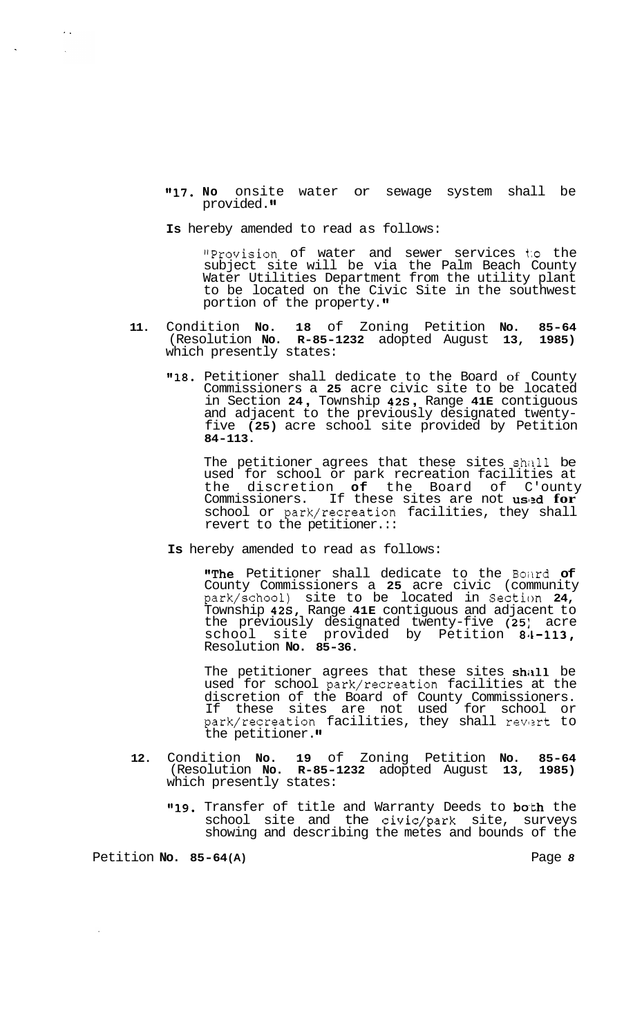"17. No onsite water or sewage system shall be provided."

Is hereby amended to read as follows:

> "Provision of water and sewer services to the subject site will be via the Palm Beach County Water Utilities Department from the utility plant to be located on the Civic Site in the southwest portion of the property."

11. Condition No. 18 of Zoning Petition No. 85-64 (Resolution No. R-85-1232 adopted August 13, 1985) which presently states:

    "18. Petitioner shall dedicate to the Board of County Commissioners a 25 acre civic site to be located in Section 24, Township 42S, Range 41E contiguous and adjacent to the previously designated twenty-five (25) acre school site provided by Petition 84-113.

    The petitioner agrees that these sites shall be used for school or park recreation facilities at the discretion of the Board of County Commissioners. If these sites are not used for school or park/recreation facilities, they shall revert to the petitioner.::

    Is hereby amended to read as follows:

    > "The Petitioner shall dedicate to the Board of County Commissioners a 25 acre civic (community park/school) site to be located in Section 24, Township 42S, Range 41E contiguous and adjacent to the previously designated twenty-five (25) acre school site provided by Petition 84-113, Resolution No. 85-36.
    >
    > The petitioner agrees that these sites shall be used for school park/recreation facilities at the discretion of the Board of County Commissioners. If these sites are not used for school or park/recreation facilities, they shall revert to the petitioner."

12. Condition No. 19 of Zoning Petition No. 85-64 (Resolution No. R-85-1232 adopted August 13, 1985) which presently states:

    "19. Transfer of title and Warranty Deeds to both the school site and the civic/park site, surveys showing and describing the metes and bounds of the

Petition No. 85-64(A)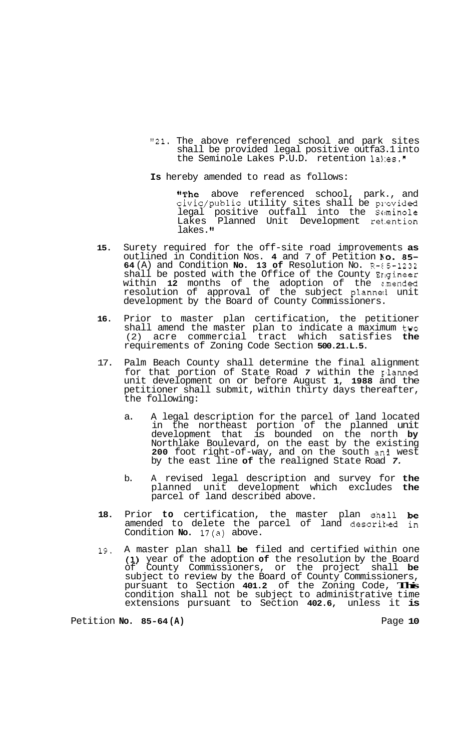"21. The above referenced school and park sites shall be provided legal positive outfa3.1 into the Seminole Lakes P.U.D. retention lakes."

**Is** hereby amended to read as follows:

> "The above referenced school, park., and civic/public utility sites shall be provided legal positive outfall into the Seminole Lakes Planned Unit Development retention lakes."

**15.** Surety required for the off-site road improvements **as** outlined in Condition Nos. **4** and 7 of Petition **No. 85-64** (A) and Condition **No. 13 of** Resolution No. R-85-1232 shall be posted with the Office of the County Engineer within **12** months of the adoption of the amended resolution of approval of the subject planned unit development by the Board of County Commissioners.

**16.** Prior to master plan certification, the petitioner shall amend the master plan to indicate a maximum two (2) acre commercial tract which satisfies **the** requirements of Zoning Code Section **500.21.L.5.**

17. Palm Beach County shall determine the final alignment for that portion of State Road *7* within the planned unit development on or before August **1, 1988** and the petitioner shall submit, within thirty days thereafter, the following:

   a. A legal description for the parcel of land located in the northeast portion of the planned unit development that is bounded on the north **by** Northlake Boulevard, on the east by the existing **200** foot right-of-way, and on the south and west by the east line **of** the realigned State Road *7.*

   b. A revised legal description and survey for **the** planned unit development which excludes **the** parcel of land described above.

**18.** Prior **to** certification, the master plan shall **be** amended to delete the parcel of land described in Condition **No.** 17(a) above.

19. A master plan shall **be** filed and certified within one **(1)** year of the adoption **of** the resolution by the Board of County Commissioners, or the project shall **be** subject to review by the Board of County Commissioners, pursuant to Section **401.2** of the Zoning Code, **This** condition shall not be subject to administrative time extensions pursuant to Section **402.6,** unless it **is**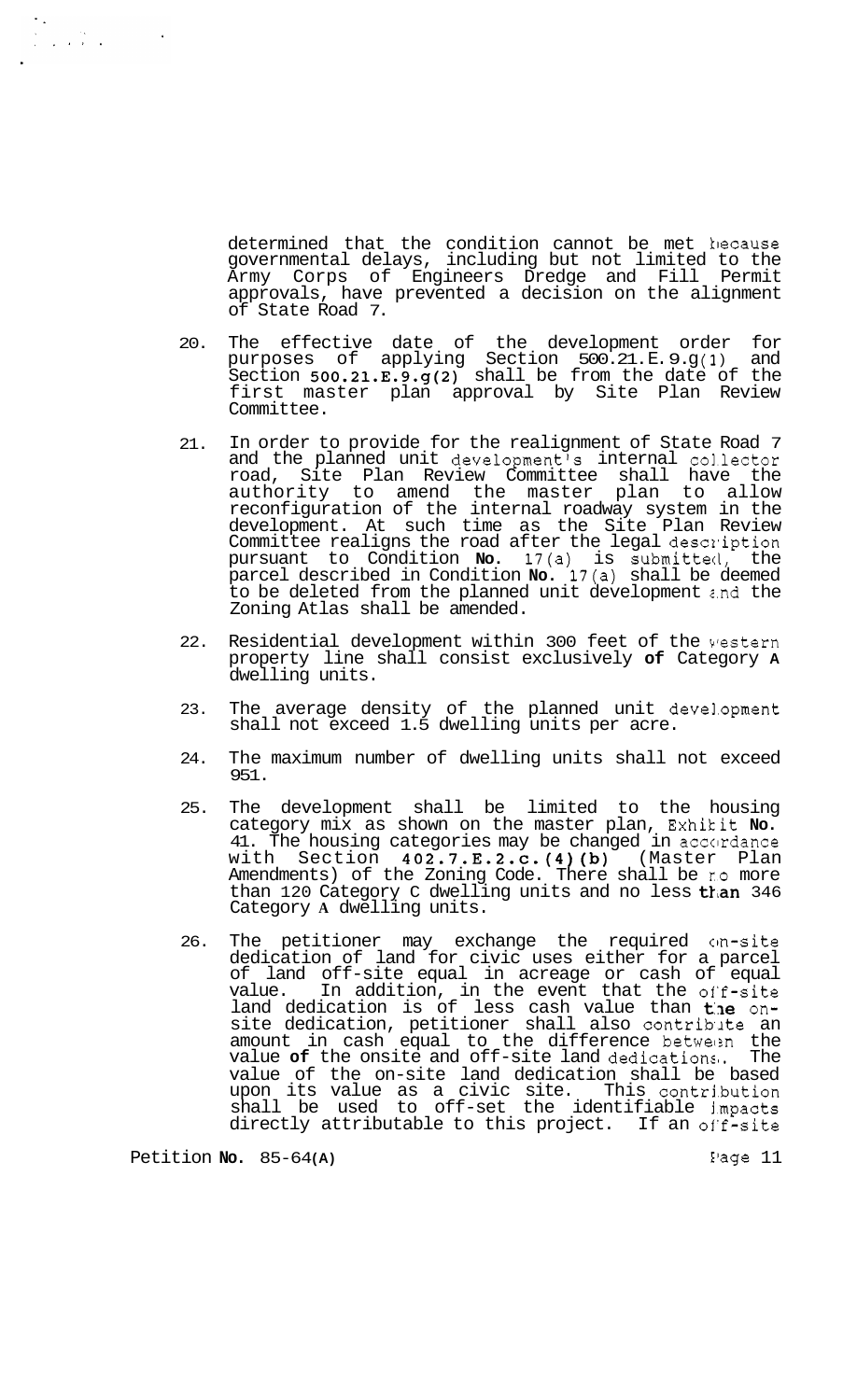determined that the condition cannot be met because governmental delays, including but not limited to the Army Corps of Engineers Dredge and Fill Permit approvals, have prevented a decision on the alignment of State Road 7.

20. The effective date of the development order for purposes of applying Section 500.21.E.9.g(1) and Section **500.21.E.9.g(2)** shall be from the date of the first master plan approval by Site Plan Review Committee.

21. In order to provide for the realignment of State Road 7 and the planned unit development's internal collector road, Site Plan Review Committee shall have the authority to amend the master plan to allow reconfiguration of the internal roadway system in the development. At such time as the Site Plan Review Committee realigns the road after the legal description pursuant to Condition **No.** 17(a) is submitted, the parcel described in Condition **No.** 17(a) shall be deemed to be deleted from the planned unit development and the Zoning Atlas shall be amended.

22. Residential development within 300 feet of the western property line shall consist exclusively **of** Category **A** dwelling units.

23. The average density of the planned unit development shall not exceed 1.5 dwelling units per acre.

24. The maximum number of dwelling units shall not exceed 951.

25. The development shall be limited to the housing category mix as shown on the master plan, Exhibit **No.** 41. The housing categories may be changed in accordance with Section **402.7.E.2.c.(4)(b)** (Master Plan Amendments) of the Zoning Code. There shall be no more than 120 Category C dwelling units and no less **than** 346 Category **A** dwelling units.

26. The petitioner may exchange the required on-site dedication of land for civic uses either for a parcel of land off-site equal in acreage or cash of equal value. In addition, in the event that the off-site land dedication is of less cash value than **the** on-site dedication, petitioner shall also contribute an amount in cash equal to the difference between the value **of** the onsite and off-site land dedications. The value of the on-site land dedication shall be based upon its value as a civic site. This contribution shall be used to off-set the identifiable impacts directly attributable to this project. If an off-site

Petition **No.** 85-64**(A)**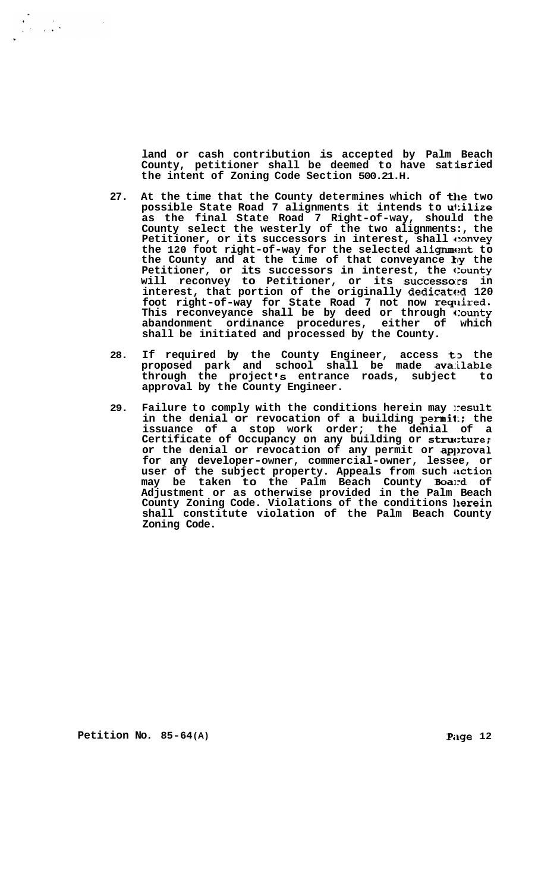**land or cash contribution is accepted by Palm Beach County, petitioner shall be deemed to have satisfied the intent of Zoning Code Section 500.21.H.**

27. **At the time that the County determines which of the two possible State Road 7 alignments it intends to utilize as the final State Road 7 Right-of-way, should the County select the westerly of the two alignments:, the Petitioner, or its successors in interest, shall convey the 120 foot right-of-way for the selected alignment to the County and at the time of that conveyance by the Petitioner, or its successors in interest, the County will reconvey to Petitioner, or its successors in interest, that portion of the originally dedicated 120 foot right-of-way for State Road 7 not now required. This reconveyance shall be by deed or through County abandonment ordinance procedures, either of which shall be initiated and processed by the County.**

28. **If required by the County Engineer, access to the proposed park and school shall be made available through the project's entrance roads, subject to approval by the County Engineer.**

29. **Failure to comply with the conditions herein may result in the denial or revocation of a building permit; the issuance of a stop work order; the denial of a Certificate of Occupancy on any building or structure; or the denial or revocation of any permit or approval for any developer-owner, commercial-owner, lessee, or user of the subject property. Appeals from such action may be taken to the Palm Beach County Board of Adjustment or as otherwise provided in the Palm Beach County Zoning Code. Violations of the conditions herein shall constitute violation of the Palm Beach County Zoning Code.**

**Petition No. 85-64(A)**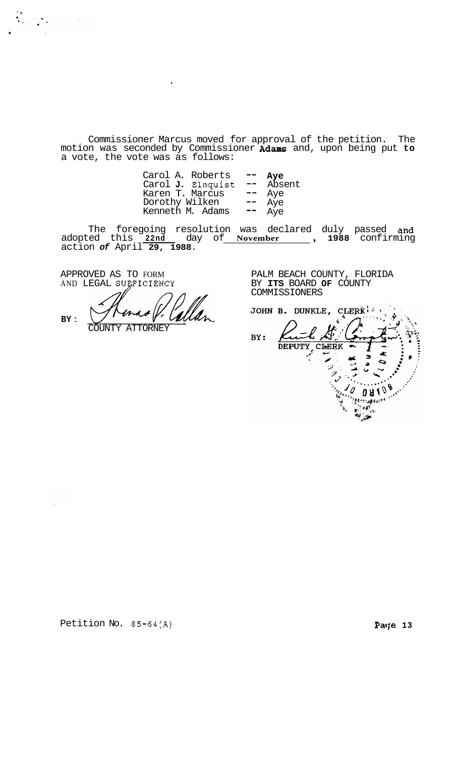Commissioner Marcus moved for approval of the petition. The motion was seconded by Commissioner Adams and, upon being put to a vote, the vote was as follows:

| | | |
|---|---|---|
| Carol A. Roberts | -- | Aye |
| Carol J. Elmquist | -- | Absent |
| Karen T. Marcus | -- | Aye |
| Dorothy Wilken | -- | Aye |
| Kenneth M. Adams | -- | Aye |

The foregoing resolution was declared duly passed and adopted this 22nd day of November, 1988 confirming action of April 29, 1988.

APPROVED AS TO FORM AND LEGAL SUFFICIENCY

BY: COUNTY ATTORNEY

PALM BEACH COUNTY, FLORIDA BY ITS BOARD OF COUNTY COMMISSIONERS

JOHN B. DUNKLE, CLERK

BY: DEPUTY CLERK

Petition No. 85-64(A)